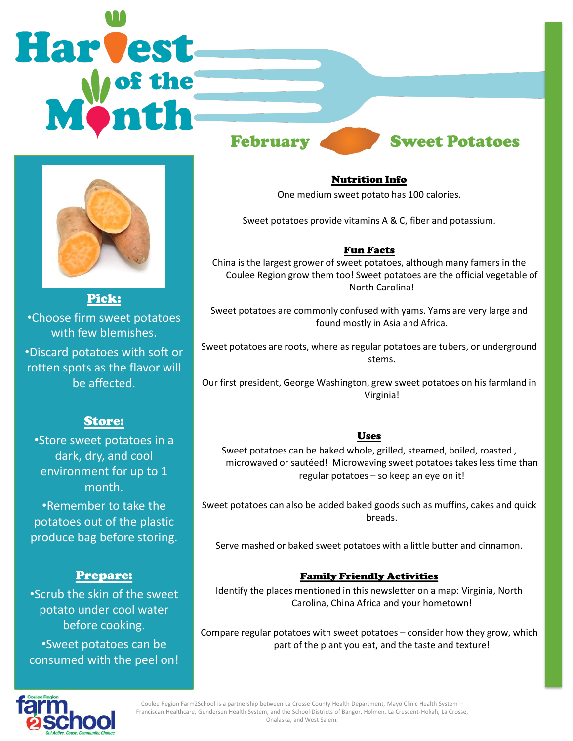# Harvest of the Month

## February — Sweet Potatoes

### Pick:

- Choose firm sweet potatoes with few blemishes.
- Discard potatoes with soft or rotten spots as the flavor will be affected.

### Store:

- Store sweet potatoes in a dark, dry, and cool environment for up to 1 month.
- Remember to take the potatoes out of the plastic produce bag before storing.

### Prepare:

- Scrub the skin of the sweet potato under cool water before cooking.
- Sweet potatoes can be consumed with the peel on!

### Nutrition Info

One medium sweet potato has 100 calories.

Sweet potatoes provide vitamins A & C, fiber and potassium.

### Fun Facts

China is the largest grower of sweet potatoes, although many famers in the Coulee Region grow them too! Sweet potatoes are the official vegetable of North Carolina!

Sweet potatoes are commonly confused with yams. Yams are very large and found mostly in Asia and Africa.

Sweet potatoes are roots, where as regular potatoes are tubers, or underground stems.

Our first president, George Washington, grew sweet potatoes on his farmland in Virginia!

### Uses

Sweet potatoes can be baked whole, grilled, steamed, boiled, roasted , microwaved or sautéed! Microwaving sweet potatoes takes less time than regular potatoes – so keep an eye on it!

Sweet potatoes can also be added baked goods such as muffins, cakes and quick breads.

Serve mashed or baked sweet potatoes with a little butter and cinnamon.

### Family Friendly Activities

Identify the places mentioned in this newsletter on a map: Virginia, North Carolina, China Africa and your hometown!

Compare regular potatoes with sweet potatoes – consider how they grow, which part of the plant you eat, and the taste and texture!

Coulee Region farm2school — Get Active. Cause. Community. Change.

Coulee Region Farm2School is a partnership between La Crosse County Health Department, Mayo Clinic Health System – Franciscan Healthcare, Gundersen Health System, and the School Districts of Bangor, Holmen, La Crescent-Hokah, La Crosse, Onalaska, and West Salem.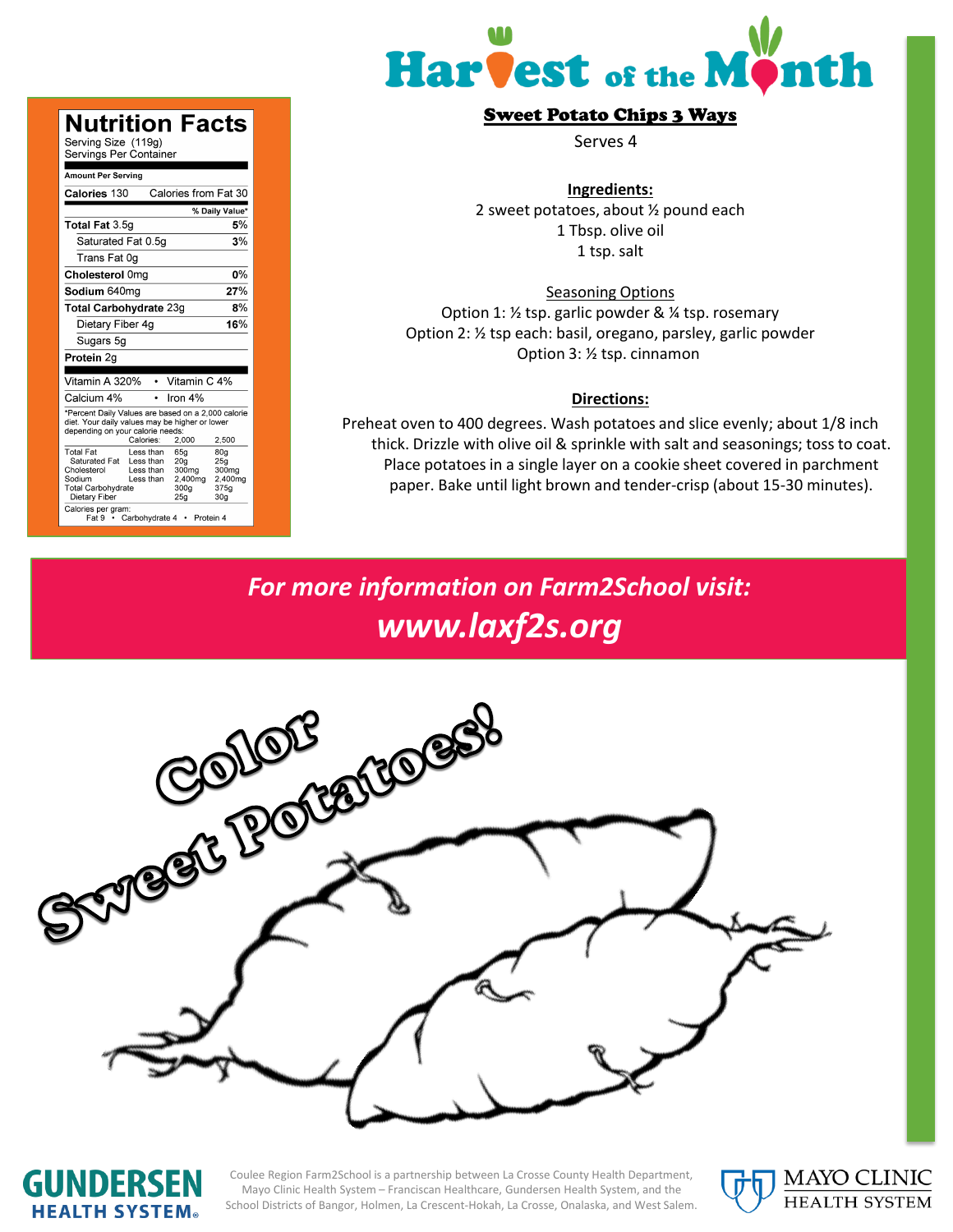# Harvest of the Month

## Sweet Potato Chips 3 Ways

Serves 4

**Ingredients:**

2 sweet potatoes, about ½ pound each
1 Tbsp. olive oil
1 tsp. salt

Seasoning Options

Option 1: ½ tsp. garlic powder & ¼ tsp. rosemary
Option 2: ½ tsp each: basil, oregano, parsley, garlic powder
Option 3: ½ tsp. cinnamon

**Directions:**

Preheat oven to 400 degrees. Wash potatoes and slice evenly; about 1/8 inch thick. Drizzle with olive oil & sprinkle with salt and seasonings; toss to coat. Place potatoes in a single layer on a cookie sheet covered in parchment paper. Bake until light brown and tender-crisp (about 15-30 minutes).

## Nutrition Facts

Serving Size (119g)
Servings Per Container

| Amount Per Serving | |
|---|---|
| **Calories** 130 | Calories from Fat 30 |
| | % Daily Value* |
| **Total Fat** 3.5g | 5% |
| Saturated Fat 0.5g | 3% |
| Trans Fat 0g | |
| **Cholesterol** 0mg | 0% |
| **Sodium** 640mg | 27% |
| **Total Carbohydrate** 23g | 8% |
| Dietary Fiber 4g | 16% |
| Sugars 5g | |
| **Protein** 2g | |

Vitamin A 320% • Vitamin C 4%
Calcium 4% • Iron 4%

*Percent Daily Values are based on a 2,000 calorie diet. Your daily values may be higher or lower depending on your calorie needs:

| | | 2,000 | 2,500 |
|---|---|---|---|
| | Calories: | 2,000 | 2,500 |
| Total Fat | Less than | 65g | 80g |
| Saturated Fat | Less than | 20g | 25g |
| Cholesterol | Less than | 300mg | 300mg |
| Sodium | Less than | 2,400mg | 2,400mg |
| Total Carbohydrate | | 300g | 375g |
| Dietary Fiber | | 25g | 30g |

Calories per gram:
Fat 9 • Carbohydrate 4 • Protein 4

***For more information on Farm2School visit:***
***www.laxf2s.org***

Color Sweet Potatoes!

GUNDERSEN HEALTH SYSTEM

Coulee Region Farm2School is a partnership between La Crosse County Health Department, Mayo Clinic Health System – Franciscan Healthcare, Gundersen Health System, and the School Districts of Bangor, Holmen, La Crescent-Hokah, La Crosse, Onalaska, and West Salem.

MAYO CLINIC HEALTH SYSTEM